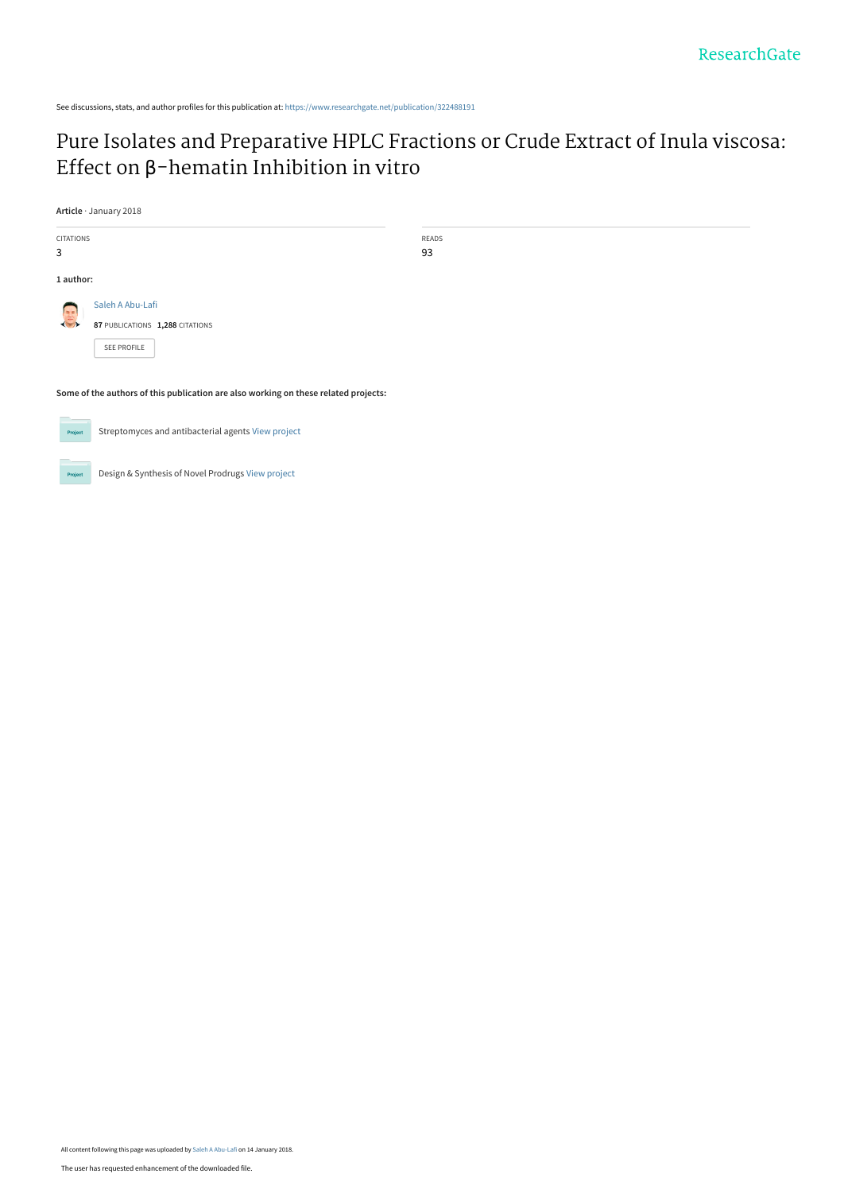See discussions, stats, and author profiles for this publication at: https://www.researchgate.net/publication/322488191

# Pure Isolates and Preparative HPLC Fractions or Crude Extract of Inula viscosa: Effect on β-hematin Inhibition in vitro

**Article** · January 2018

CITATIONS
3

READS
93

**1 author:**

Saleh A Abu-Lafi

**87** PUBLICATIONS **1,288** CITATIONS

SEE PROFILE

**Some of the authors of this publication are also working on these related projects:**

Streptomyces and antibacterial agents View project

Design & Synthesis of Novel Prodrugs View project

All content following this page was uploaded by Saleh A Abu-Lafi on 14 January 2018.

The user has requested enhancement of the downloaded file.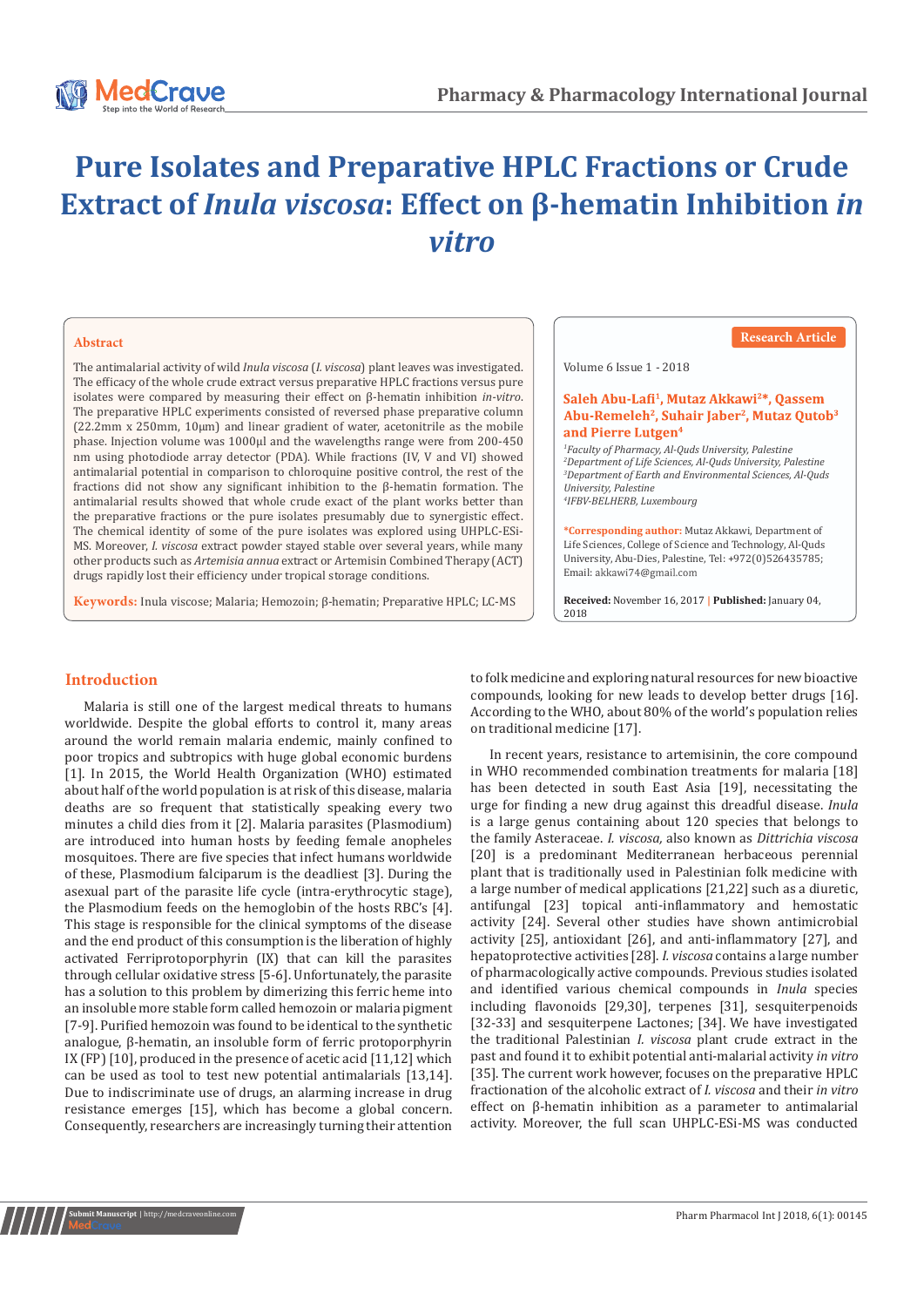# Pure Isolates and Preparative HPLC Fractions or Crude Extract of *Inula viscosa*: Effect on β-hematin Inhibition *in vitro*

## Abstract

The antimalarial activity of wild *Inula viscosa* (*I. viscosa*) plant leaves was investigated. The efficacy of the whole crude extract versus preparative HPLC fractions versus pure isolates were compared by measuring their effect on β-hematin inhibition *in-vitro*. The preparative HPLC experiments consisted of reversed phase preparative column (22.2mm x 250mm, 10μm) and linear gradient of water, acetonitrile as the mobile phase. Injection volume was 1000μl and the wavelengths range were from 200-450 nm using photodiode array detector (PDA). While fractions (IV, V and VI) showed antimalarial potential in comparison to chloroquine positive control, the rest of the fractions did not show any significant inhibition to the β-hematin formation. The antimalarial results showed that whole crude exact of the plant works better than the preparative fractions or the pure isolates presumably due to synergistic effect. The chemical identity of some of the pure isolates was explored using UHPLC-ESi-MS. Moreover, *I. viscosa* extract powder stayed stable over several years, while many other products such as *Artemisia annua* extract or Artemisin Combined Therapy (ACT) drugs rapidly lost their efficiency under tropical storage conditions.

**Keywords:** Inula viscose; Malaria; Hemozoin; β-hematin; Preparative HPLC; LC-MS

Research Article

Volume 6 Issue 1 - 2018

**Saleh Abu-Lafi[1], Mutaz Akkawi[2]*, Qassem Abu-Remeleh[2], Suhair Jaber[2], Mutaz Qutob[3] and Pierre Lutgen[4]**

[1]*Faculty of Pharmacy, Al-Quds University, Palestine*
[2]*Department of Life Sciences, Al-Quds University, Palestine*
[3]*Department of Earth and Environmental Sciences, Al-Quds University, Palestine*
[4]*IFBV-BELHERB, Luxembourg*

**\*Corresponding author:** Mutaz Akkawi, Department of Life Sciences, College of Science and Technology, Al-Quds University, Abu-Dies, Palestine, Tel: +972(0)526435785; Email: akkawi74@gmail.com

**Received:** November 16, 2017 | **Published:** January 04, 2018

## Introduction

Malaria is still one of the largest medical threats to humans worldwide. Despite the global efforts to control it, many areas around the world remain malaria endemic, mainly confined to poor tropics and subtropics with huge global economic burdens [1]. In 2015, the World Health Organization (WHO) estimated about half of the world population is at risk of this disease, malaria deaths are so frequent that statistically speaking every two minutes a child dies from it [2]. Malaria parasites (Plasmodium) are introduced into human hosts by feeding female anopheles mosquitoes. There are five species that infect humans worldwide of these, Plasmodium falciparum is the deadliest [3]. During the asexual part of the parasite life cycle (intra-erythrocytic stage), the Plasmodium feeds on the hemoglobin of the hosts RBC's [4]. This stage is responsible for the clinical symptoms of the disease and the end product of this consumption is the liberation of highly activated Ferriprotoporphyrin (IX) that can kill the parasites through cellular oxidative stress [5-6]. Unfortunately, the parasite has a solution to this problem by dimerizing this ferric heme into an insoluble more stable form called hemozoin or malaria pigment [7-9]. Purified hemozoin was found to be identical to the synthetic analogue, β-hematin, an insoluble form of ferric protoporphyrin IX (FP) [10], produced in the presence of acetic acid [11,12] which can be used as tool to test new potential antimalarials [13,14]. Due to indiscriminate use of drugs, an alarming increase in drug resistance emerges [15], which has become a global concern. Consequently, researchers are increasingly turning their attention to folk medicine and exploring natural resources for new bioactive compounds, looking for new leads to develop better drugs [16]. According to the WHO, about 80% of the world's population relies on traditional medicine [17].

In recent years, resistance to artemisinin, the core compound in WHO recommended combination treatments for malaria [18] has been detected in south East Asia [19], necessitating the urge for finding a new drug against this dreadful disease. *Inula* is a large genus containing about 120 species that belongs to the family Asteraceae. *I. viscosa,* also known as *Dittrichia viscosa* [20] is a predominant Mediterranean herbaceous perennial plant that is traditionally used in Palestinian folk medicine with a large number of medical applications [21,22] such as a diuretic, antifungal [23] topical anti-inflammatory and hemostatic activity [24]. Several other studies have shown antimicrobial activity [25], antioxidant [26], and anti-inflammatory [27], and hepatoprotective activities [28]. *I. viscosa* contains a large number of pharmacologically active compounds. Previous studies isolated and identified various chemical compounds in *Inula* species including flavonoids [29,30], terpenes [31], sesquiterpenoids [32-33] and sesquiterpene Lactones; [34]. We have investigated the traditional Palestinian *I. viscosa* plant crude extract in the past and found it to exhibit potential anti-malarial activity *in vitro* [35]. The current work however, focuses on the preparative HPLC fractionation of the alcoholic extract of *I. viscosa* and their *in vitro* effect on β-hematin inhibition as a parameter to antimalarial activity. Moreover, the full scan UHPLC-ESi-MS was conducted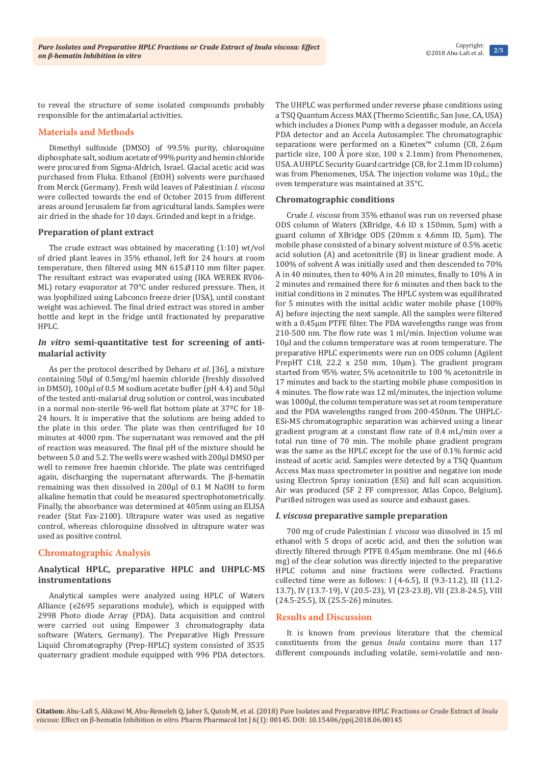to reveal the structure of some isolated compounds probably responsible for the antimalarial activities.

## Materials and Methods

Dimethyl sulfoxide (DMSO) of 99.5% purity, chloroquine diphosphate salt, sodium acetate of 99% purity and hemin chloride were procured from Sigma-Aldrich, Israel. Glacial acetic acid was purchased from Fluka. Ethanol (EtOH) solvents were purchased from Merck (Germany). Fresh wild leaves of Palestinian *I. viscosa* were collected towards the end of October 2015 from different areas around Jerusalem far from agricultural lands. Samples were air dried in the shade for 10 days. Grinded and kept in a fridge.

### Preparation of plant extract

The crude extract was obtained by macerating (1:10) wt/vol of dried plant leaves in 35% ethanol, left for 24 hours at room temperature, then filtered using MN 615.Ø110 mm filter paper. The resultant extract was evaporated using (IKA WEREK RV06-ML) rotary evaporator at 70°C under reduced pressure. Then, it was lyophilized using Labconco freeze drier (USA), until constant weight was achieved. The final dried extract was stored in amber bottle and kept in the fridge until fractionated by preparative HPLC.

### *In vitro* semi-quantitative test for screening of anti-malarial activity

As per the protocol described by Deharo *et al*. [36], a mixture containing 50µl of 0.5mg/ml haemin chloride (freshly dissolved in DMSO), 100µl of 0.5 M sodium acetate buffer (pH 4.4) and 50µl of the tested anti-malarial drug solution or control, was incubated in a normal non-sterile 96-well flat bottom plate at 37ºC for 18-24 hours. It is imperative that the solutions are being added to the plate in this order. The plate was then centrifuged for 10 minutes at 4000 rpm. The supernatant was removed and the pH of reaction was measured. The final pH of the mixture should be between 5.0 and 5.2. The wells were washed with 200µl DMSO per well to remove free haemin chloride. The plate was centrifuged again, discharging the supernatant afterwards. The β-hematin remaining was then dissolved in 200µl of 0.1 M NaOH to form alkaline hematin that could be measured spectrophotometrically. Finally, the absorbance was determined at 405nm using an ELISA reader (Stat Fax-2100). Ultrapure water was used as negative control, whereas chloroquine dissolved in ultrapure water was used as positive control.

## Chromatographic Analysis

### Analytical HPLC, preparative HPLC and UHPLC-MS instrumentations

Analytical samples were analyzed using HPLC of Waters Alliance (e2695 separations module), which is equipped with 2998 Photo diode Array (PDA). Data acquisition and control were carried out using Empower 3 chromatography data software (Waters, Germany). The Preparative High Pressure Liquid Chromatography (Prep-HPLC) system consisted of 3535 quaternary gradient module equipped with 996 PDA detectors. The UHPLC was performed under reverse phase conditions using a TSQ Quantum Access MAX (Thermo Scientific, San Jose, CA, USA) which includes a Dionex Pump with a degasser module, an Accela PDA detector and an Accela Autosampler. The chromatographic separations were performed on a Kinetex™ column (C8, 2.6µm particle size, 100 Å pore size, 100 x 2.1mm) from Phenomenex, USA. A UHPLC Security Guard cartridge (C8, for 2.1mm ID column) was from Phenomenex, USA. The injection volume was 10µL; the oven temperature was maintained at 35°C.

### Chromatographic conditions

Crude *I. viscosa* from 35% ethanol was run on reversed phase ODS column of Waters (XBridge, 4.6 ID x 150mm, 5µm) with a guard column of XBridge ODS (20mm x 4.6mm ID, 5µm). The mobile phase consisted of a binary solvent mixture of 0.5% acetic acid solution (A) and acetonitrile (B) in linear gradient mode. A 100% of solvent A was initially used and then descended to 70% A in 40 minutes, then to 40% A in 20 minutes, finally to 10% A in 2 minutes and remained there for 6 minutes and then back to the initial conditions in 2 minutes. The HPLC system was equilibrated for 5 minutes with the initial acidic water mobile phase (100% A) before injecting the next sample. All the samples were filtered with a 0.45µm PTFE filter. The PDA wavelengths range was from 210-500 nm. The flow rate was 1 ml/min. Injection volume was 10µl and the column temperature was at room temperature. The preparative HPLC experiments were run on ODS column (Agilent PrepHT C18, 22.2 x 250 mm, 10µm). The gradient program started from 95% water, 5% acetonitrile to 100 % acetonitrile in 17 minutes and back to the starting mobile phase composition in 4 minutes. The flow rate was 12 ml/minutes, the injection volume was 1000µl, the column temperature was set at room temperature and the PDA wavelengths ranged from 200-450nm. The UHPLC-ESi-MS chromatographic separation was achieved using a linear gradient program at a constant flow rate of 0.4 mL/min over a total run time of 70 min. The mobile phase gradient program was the same as the HPLC except for the use of 0.1% formic acid instead of acetic acid. Samples were detected by a TSQ Quantum Access Max mass spectrometer in positive and negative ion mode using Electron Spray ionization (ESi) and full scan acquisition. Air was produced (SF 2 FF compressor, Atlas Copco, Belgium). Purified nitrogen was used as source and exhaust gases.

### *I. viscosa* preparative sample preparation

700 mg of crude Palestinian *I. viscosa* was dissolved in 15 ml ethanol with 5 drops of acetic acid, and then the solution was directly filtered through PTFE 0.45µm membrane. One ml (46.6 mg) of the clear solution was directly injected to the preparative HPLC column and nine fractions were collected. Fractions collected time were as follows: I (4-6.5), II (9.3-11.2), III (11.2-13.7), IV (13.7-19), V (20.5-23), VI (23-23.8), VII (23.8-24.5), VIII (24.5-25.5), IX (25.5-26) minutes.

## Results and Discussion

It is known from previous literature that the chemical constituents from the genus *Inula* contains more than 117 different compounds including volatile, semi-volatile and non-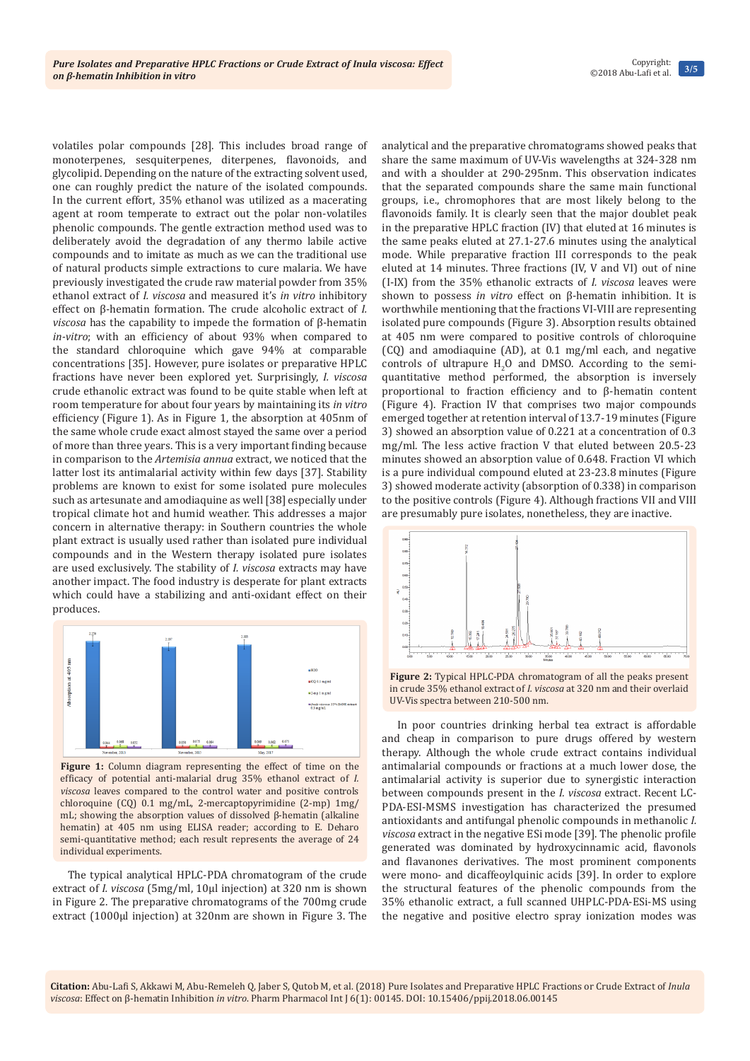volatiles polar compounds [28]. This includes broad range of monoterpenes, sesquiterpenes, diterpenes, flavonoids, and glycolipid. Depending on the nature of the extracting solvent used, one can roughly predict the nature of the isolated compounds. In the current effort, 35% ethanol was utilized as a macerating agent at room temperate to extract out the polar non-volatiles phenolic compounds. The gentle extraction method used was to deliberately avoid the degradation of any thermo labile active compounds and to imitate as much as we can the traditional use of natural products simple extractions to cure malaria. We have previously investigated the crude raw material powder from 35% ethanol extract of *I. viscosa* and measured it's *in vitro* inhibitory effect on β-hematin formation. The crude alcoholic extract of *I. viscosa* has the capability to impede the formation of β-hematin *in-vitro*; with an efficiency of about 93% when compared to the standard chloroquine which gave 94% at comparable concentrations [35]. However, pure isolates or preparative HPLC fractions have never been explored yet. Surprisingly, *I. viscosa* crude ethanolic extract was found to be quite stable when left at room temperature for about four years by maintaining its *in vitro* efficiency (Figure 1). As in Figure 1, the absorption at 405nm of the same whole crude exact almost stayed the same over a period of more than three years. This is a very important finding because in comparison to the *Artemisia annua* extract, we noticed that the latter lost its antimalarial activity within few days [37]. Stability problems are known to exist for some isolated pure molecules such as artesunate and amodiaquine as well [38] especially under tropical climate hot and humid weather. This addresses a major concern in alternative therapy: in Southern countries the whole plant extract is usually used rather than isolated pure individual compounds and in the Western therapy isolated pure isolates are used exclusively. The stability of *I. viscosa* extracts may have another impact. The food industry is desperate for plant extracts which could have a stabilizing and anti-oxidant effect on their produces.

**Figure 1:** Column diagram representing the effect of time on the efficacy of potential anti-malarial drug 35% ethanol extract of *I. viscosa* leaves compared to the control water and positive controls chloroquine (CQ) 0.1 mg/mL, 2-mercaptopyrimidine (2-mp) 1mg/mL; showing the absorption values of dissolved β-hematin (alkaline hematin) at 405 nm using ELISA reader; according to E. Deharo semi-quantitative method; each result represents the average of 24 individual experiments.

The typical analytical HPLC-PDA chromatogram of the crude extract of *I. viscosa* (5mg/ml, 10μl injection) at 320 nm is shown in Figure 2. The preparative chromatograms of the 700mg crude extract (1000μl injection) at 320nm are shown in Figure 3. The analytical and the preparative chromatograms showed peaks that share the same maximum of UV-Vis wavelengths at 324-328 nm and with a shoulder at 290-295nm. This observation indicates that the separated compounds share the same main functional groups, i.e., chromophores that are most likely belong to the flavonoids family. It is clearly seen that the major doublet peak in the preparative HPLC fraction (IV) that eluted at 16 minutes is the same peaks eluted at 27.1-27.6 minutes using the analytical mode. While preparative fraction III corresponds to the peak eluted at 14 minutes. Three fractions (IV, V and VI) out of nine (I-IX) from the 35% ethanolic extracts of *I. viscosa* leaves were shown to possess *in vitro* effect on β-hematin inhibition. It is worthwhile mentioning that the fractions VI-VIII are representing isolated pure compounds (Figure 3). Absorption results obtained at 405 nm were compared to positive controls of chloroquine (CQ) and amodiaquine (AD), at 0.1 mg/ml each, and negative controls of ultrapure $H_2O$ and DMSO. According to the semi-quantitative method performed, the absorption is inversely proportional to fraction efficiency and to β-hematin content (Figure 4). Fraction IV that comprises two major compounds emerged together at retention interval of 13.7-19 minutes (Figure 3) showed an absorption value of 0.221 at a concentration of 0.3 mg/ml. The less active fraction V that eluted between 20.5-23 minutes showed an absorption value of 0.648. Fraction VI which is a pure individual compound eluted at 23-23.8 minutes (Figure 3) showed moderate activity (absorption of 0.338) in comparison to the positive controls (Figure 4). Although fractions VII and VIII are presumably pure isolates, nonetheless, they are inactive.

**Figure 2:** Typical HPLC-PDA chromatogram of all the peaks present in crude 35% ethanol extract of *I. viscosa* at 320 nm and their overlaid UV-Vis spectra between 210-500 nm.

In poor countries drinking herbal tea extract is affordable and cheap in comparison to pure drugs offered by western therapy. Although the whole crude extract contains individual antimalarial compounds or fractions at a much lower dose, the antimalarial activity is superior due to synergistic interaction between compounds present in the *I. viscosa* extract. Recent LC-PDA-ESI-MSMS investigation has characterized the presumed antioxidants and antifungal phenolic compounds in methanolic *I. viscosa* extract in the negative ESi mode [39]. The phenolic profile generated was dominated by hydroxycinnamic acid, flavonols and flavanones derivatives. The most prominent components were mono- and dicaffeoylquinic acids [39]. In order to explore the structural features of the phenolic compounds from the 35% ethanolic extract, a full scanned UHPLC-PDA-ESi-MS using the negative and positive electro spray ionization modes was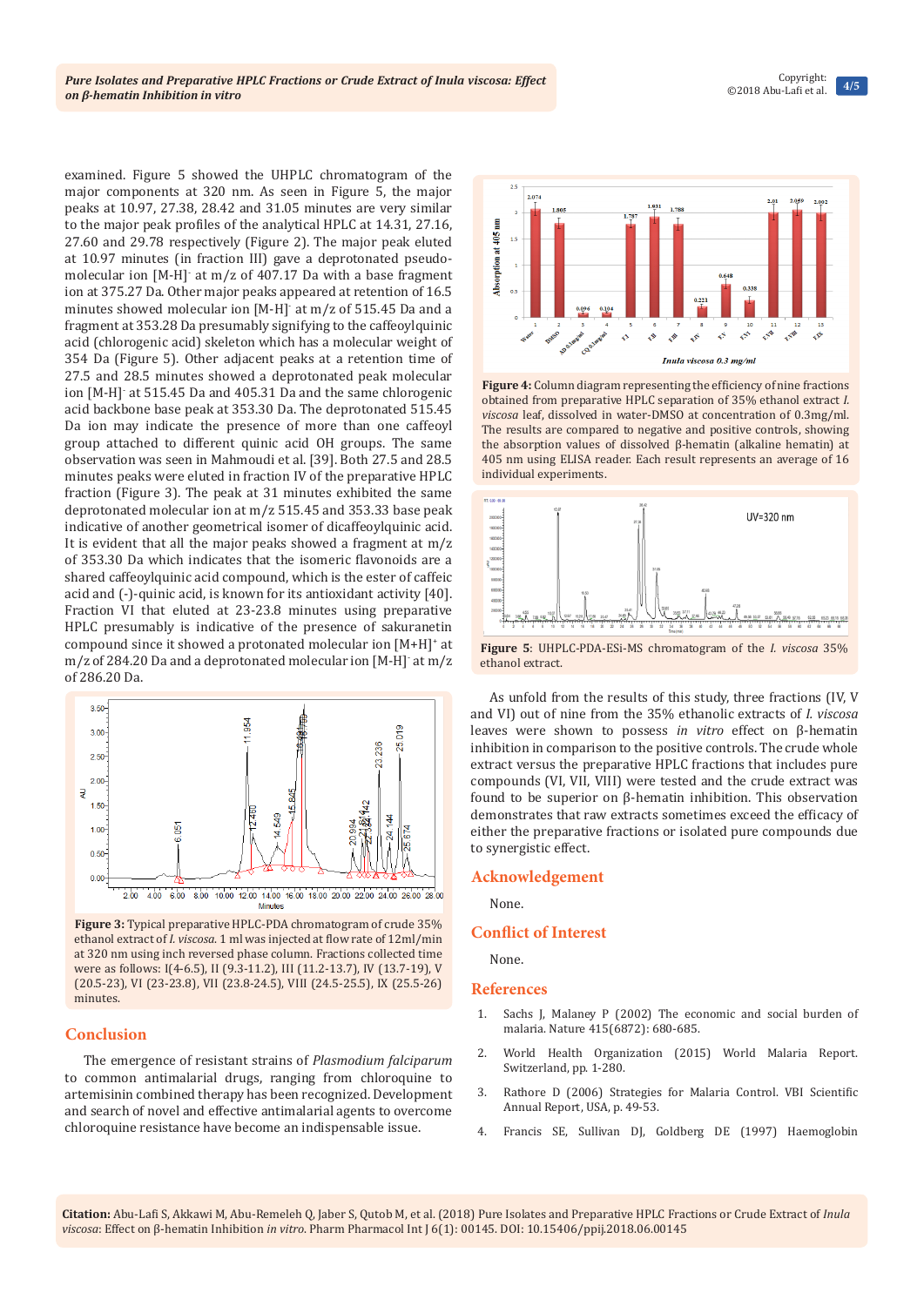examined. Figure 5 showed the UHPLC chromatogram of the major components at 320 nm. As seen in Figure 5, the major peaks at 10.97, 27.38, 28.42 and 31.05 minutes are very similar to the major peak profiles of the analytical HPLC at 14.31, 27.16, 27.60 and 29.78 respectively (Figure 2). The major peak eluted at 10.97 minutes (in fraction III) gave a deprotonated pseudo-molecular ion $[M-H]^-$ at m/z of 407.17 Da with a base fragment ion at 375.27 Da. Other major peaks appeared at retention of 16.5 minutes showed molecular ion $[M-H]^-$ at m/z of 515.45 Da and a fragment at 353.28 Da presumably signifying to the caffeoylquinic acid (chlorogenic acid) skeleton which has a molecular weight of 354 Da (Figure 5). Other adjacent peaks at a retention time of 27.5 and 28.5 minutes showed a deprotonated peak molecular ion $[M-H]^-$ at 515.45 Da and 405.31 Da and the same chlorogenic acid backbone base peak at 353.30 Da. The deprotonated 515.45 Da ion may indicate the presence of more than one caffeoyl group attached to different quinic acid OH groups. The same observation was seen in Mahmoudi et al. [39]. Both 27.5 and 28.5 minutes peaks were eluted in fraction IV of the preparative HPLC fraction (Figure 3). The peak at 31 minutes exhibited the same deprotonated molecular ion at m/z 515.45 and 353.33 base peak indicative of another geometrical isomer of dicaffeoylquinic acid. It is evident that all the major peaks showed a fragment at m/z of 353.30 Da which indicates that the isomeric flavonoids are a shared caffeoylquinic acid compound, which is the ester of caffeic acid and (-)-quinic acid, is known for its antioxidant activity [40]. Fraction VI that eluted at 23-23.8 minutes using preparative HPLC presumably is indicative of the presence of sakuranetin compound since it showed a protonated molecular ion $[M+H]^+$ at m/z of 284.20 Da and a deprotonated molecular ion $[M-H]^-$ at m/z of 286.20 Da.

**Figure 3:** Typical preparative HPLC-PDA chromatogram of crude 35% ethanol extract of *I. viscosa*. 1 ml was injected at flow rate of 12ml/min at 320 nm using inch reversed phase column. Fractions collected time were as follows: I(4-6.5), II (9.3-11.2), III (11.2-13.7), IV (13.7-19), V (20.5-23), VI (23-23.8), VII (23.8-24.5), VIII (24.5-25.5), IX (25.5-26) minutes.

## Conclusion

The emergence of resistant strains of *Plasmodium falciparum* to common antimalarial drugs, ranging from chloroquine to artemisinin combined therapy has been recognized. Development and search of novel and effective antimalarial agents to overcome chloroquine resistance have become an indispensable issue.

**Figure 4:** Column diagram representing the efficiency of nine fractions obtained from preparative HPLC separation of 35% ethanol extract *I. viscosa* leaf, dissolved in water-DMSO at concentration of 0.3mg/ml. The results are compared to negative and positive controls, showing the absorption values of dissolved β-hematin (alkaline hematin) at 405 nm using ELISA reader. Each result represents an average of 16 individual experiments.

**Figure 5:** UHPLC-PDA-ESi-MS chromatogram of the *I. viscosa* 35% ethanol extract.

As unfold from the results of this study, three fractions (IV, V and VI) out of nine from the 35% ethanolic extracts of *I. viscosa* leaves were shown to possess *in vitro* effect on β-hematin inhibition in comparison to the positive controls. The crude whole extract versus the preparative HPLC fractions that includes pure compounds (VI, VII, VIII) were tested and the crude extract was found to be superior on β-hematin inhibition. This observation demonstrates that raw extracts sometimes exceed the efficacy of either the preparative fractions or isolated pure compounds due to synergistic effect.

## Acknowledgement

None.

## Conflict of Interest

None.

## References

1. Sachs J, Malaney P (2002) The economic and social burden of malaria. Nature 415(6872): 680-685.
2. World Health Organization (2015) World Malaria Report. Switzerland, pp. 1-280.
3. Rathore D (2006) Strategies for Malaria Control. VBI Scientific Annual Report, USA, p. 49-53.
4. Francis SE, Sullivan DJ, Goldberg DE (1997) Haemoglobin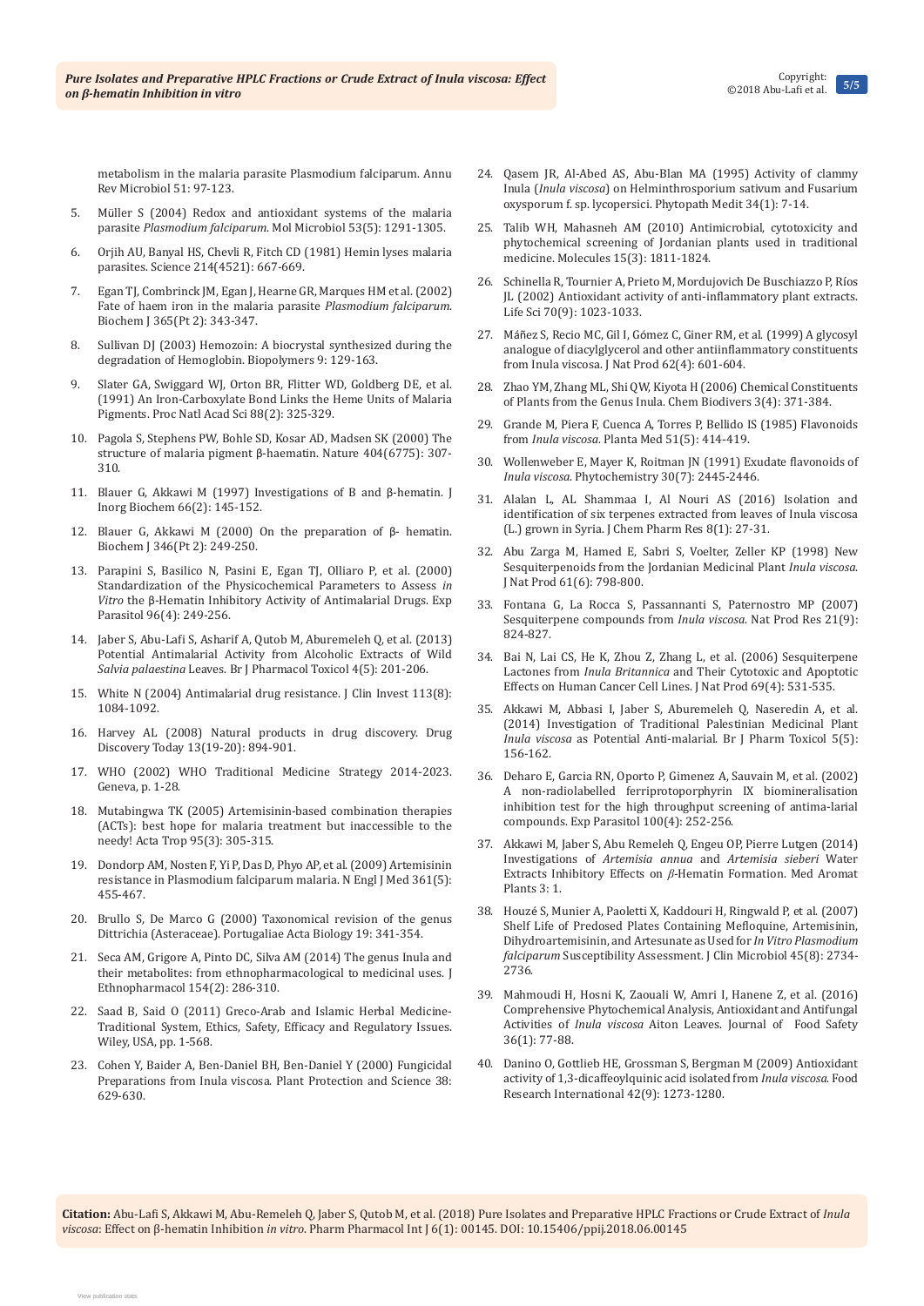metabolism in the malaria parasite Plasmodium falciparum. Annu Rev Microbiol 51: 97-123.

5. Müller S (2004) Redox and antioxidant systems of the malaria parasite *Plasmodium falciparum*. Mol Microbiol 53(5): 1291-1305.

6. Orjih AU, Banyal HS, Chevli R, Fitch CD (1981) Hemin lyses malaria parasites. Science 214(4521): 667-669.

7. Egan TJ, Combrinck JM, Egan J, Hearne GR, Marques HM et al. (2002) Fate of haem iron in the malaria parasite *Plasmodium falciparum*. Biochem J 365(Pt 2): 343-347.

8. Sullivan DJ (2003) Hemozoin: A biocrystal synthesized during the degradation of Hemoglobin. Biopolymers 9: 129-163.

9. Slater GA, Swiggard WJ, Orton BR, Flitter WD, Goldberg DE, et al. (1991) An Iron-Carboxylate Bond Links the Heme Units of Malaria Pigments. Proc Natl Acad Sci 88(2): 325-329.

10. Pagola S, Stephens PW, Bohle SD, Kosar AD, Madsen SK (2000) The structure of malaria pigment β-haematin. Nature 404(6775): 307-310.

11. Blauer G, Akkawi M (1997) Investigations of B and β-hematin. J Inorg Biochem 66(2): 145-152.

12. Blauer G, Akkawi M (2000) On the preparation of β- hematin. Biochem J 346(Pt 2): 249-250.

13. Parapini S, Basilico N, Pasini E, Egan TJ, Olliaro P, et al. (2000) Standardization of the Physicochemical Parameters to Assess *in Vitro* the β-Hematin Inhibitory Activity of Antimalarial Drugs. Exp Parasitol 96(4): 249-256.

14. Jaber S, Abu-Lafi S, Asharif A, Qutob M, Aburemeleh Q, et al. (2013) Potential Antimalarial Activity from Alcoholic Extracts of Wild *Salvia palaestina* Leaves. Br J Pharmacol Toxicol 4(5): 201-206.

15. White N (2004) Antimalarial drug resistance. J Clin Invest 113(8): 1084-1092.

16. Harvey AL (2008) Natural products in drug discovery. Drug Discovery Today 13(19-20): 894-901.

17. WHO (2002) WHO Traditional Medicine Strategy 2014-2023. Geneva, p. 1-28.

18. Mutabingwa TK (2005) Artemisinin-based combination therapies (ACTs): best hope for malaria treatment but inaccessible to the needy! Acta Trop 95(3): 305-315.

19. Dondorp AM, Nosten F, Yi P, Das D, Phyo AP, et al. (2009) Artemisinin resistance in Plasmodium falciparum malaria. N Engl J Med 361(5): 455-467.

20. Brullo S, De Marco G (2000) Taxonomical revision of the genus Dittrichia (Asteraceae). Portugaliae Acta Biology 19: 341-354.

21. Seca AM, Grigore A, Pinto DC, Silva AM (2014) The genus Inula and their metabolites: from ethnopharmacological to medicinal uses. J Ethnopharmacol 154(2): 286-310.

22. Saad B, Said O (2011) Greco-Arab and Islamic Herbal Medicine-Traditional System, Ethics, Safety, Efficacy and Regulatory Issues. Wiley, USA, pp. 1-568.

23. Cohen Y, Baider A, Ben-Daniel BH, Ben-Daniel Y (2000) Fungicidal Preparations from Inula viscosa. Plant Protection and Science 38: 629-630.

24. Qasem JR, Al-Abed AS, Abu-Blan MA (1995) Activity of clammy Inula (*Inula viscosa*) on Helminthrosporium sativum and Fusarium oxysporum f. sp. lycopersici. Phytopath Medit 34(1): 7-14.

25. Talib WH, Mahasneh AM (2010) Antimicrobial, cytotoxicity and phytochemical screening of Jordanian plants used in traditional medicine. Molecules 15(3): 1811-1824.

26. Schinella R, Tournier A, Prieto M, Mordujovich De Buschiazzo P, Ríos JL (2002) Antioxidant activity of anti-inflammatory plant extracts. Life Sci 70(9): 1023-1033.

27. Máñez S, Recio MC, Gil I, Gómez C, Giner RM, et al. (1999) A glycosyl analogue of diacylglycerol and other antiinflammatory constituents from Inula viscosa. J Nat Prod 62(4): 601-604.

28. Zhao YM, Zhang ML, Shi QW, Kiyota H (2006) Chemical Constituents of Plants from the Genus Inula. Chem Biodivers 3(4): 371-384.

29. Grande M, Piera F, Cuenca A, Torres P, Bellido IS (1985) Flavonoids from *Inula viscosa*. Planta Med 51(5): 414-419.

30. Wollenweber E, Mayer K, Roitman JN (1991) Exudate flavonoids of *Inula viscosa*. Phytochemistry 30(7): 2445-2446.

31. Alalan L, AL Shammaa I, Al Nouri AS (2016) Isolation and identification of six terpenes extracted from leaves of Inula viscosa (L.) grown in Syria. J Chem Pharm Res 8(1): 27-31.

32. Abu Zarga M, Hamed E, Sabri S, Voelter, Zeller KP (1998) New Sesquiterpenoids from the Jordanian Medicinal Plant *Inula viscosa*. J Nat Prod 61(6): 798-800.

33. Fontana G, La Rocca S, Passannanti S, Paternostro MP (2007) Sesquiterpene compounds from *Inula viscosa*. Nat Prod Res 21(9): 824-827.

34. Bai N, Lai CS, He K, Zhou Z, Zhang L, et al. (2006) Sesquiterpene Lactones from *Inula Britannica* and Their Cytotoxic and Apoptotic Effects on Human Cancer Cell Lines. J Nat Prod 69(4): 531-535.

35. Akkawi M, Abbasi I, Jaber S, Aburemeleh Q, Naseredin A, et al. (2014) Investigation of Traditional Palestinian Medicinal Plant *Inula viscosa* as Potential Anti-malarial. Br J Pharm Toxicol 5(5): 156-162.

36. Deharo E, Garcia RN, Oporto P, Gimenez A, Sauvain M, et al. (2002) A non-radiolabelled ferriprotoporphyrin IX biomineralisation inhibition test for the high throughput screening of antima-larial compounds. Exp Parasitol 100(4): 252-256.

37. Akkawi M, Jaber S, Abu Remeleh Q, Engeu OP, Pierre Lutgen (2014) Investigations of *Artemisia annua* and *Artemisia sieberi* Water Extracts Inhibitory Effects on *β*-Hematin Formation. Med Aromat Plants 3: 1.

38. Houzé S, Munier A, Paoletti X, Kaddouri H, Ringwald P, et al. (2007) Shelf Life of Predosed Plates Containing Mefloquine, Artemisinin, Dihydroartemisinin, and Artesunate as Used for *In Vitro Plasmodium falciparum* Susceptibility Assessment. J Clin Microbiol 45(8): 2734-2736.

39. Mahmoudi H, Hosni K, Zaouali W, Amri I, Hanene Z, et al. (2016) Comprehensive Phytochemical Analysis, Antioxidant and Antifungal Activities of *Inula viscosa* Aiton Leaves. Journal of Food Safety 36(1): 77-88.

40. Danino O, Gottlieb HE, Grossman S, Bergman M (2009) Antioxidant activity of 1,3-dicaffeoylquinic acid isolated from *Inula viscosa*. Food Research International 42(9): 1273-1280.